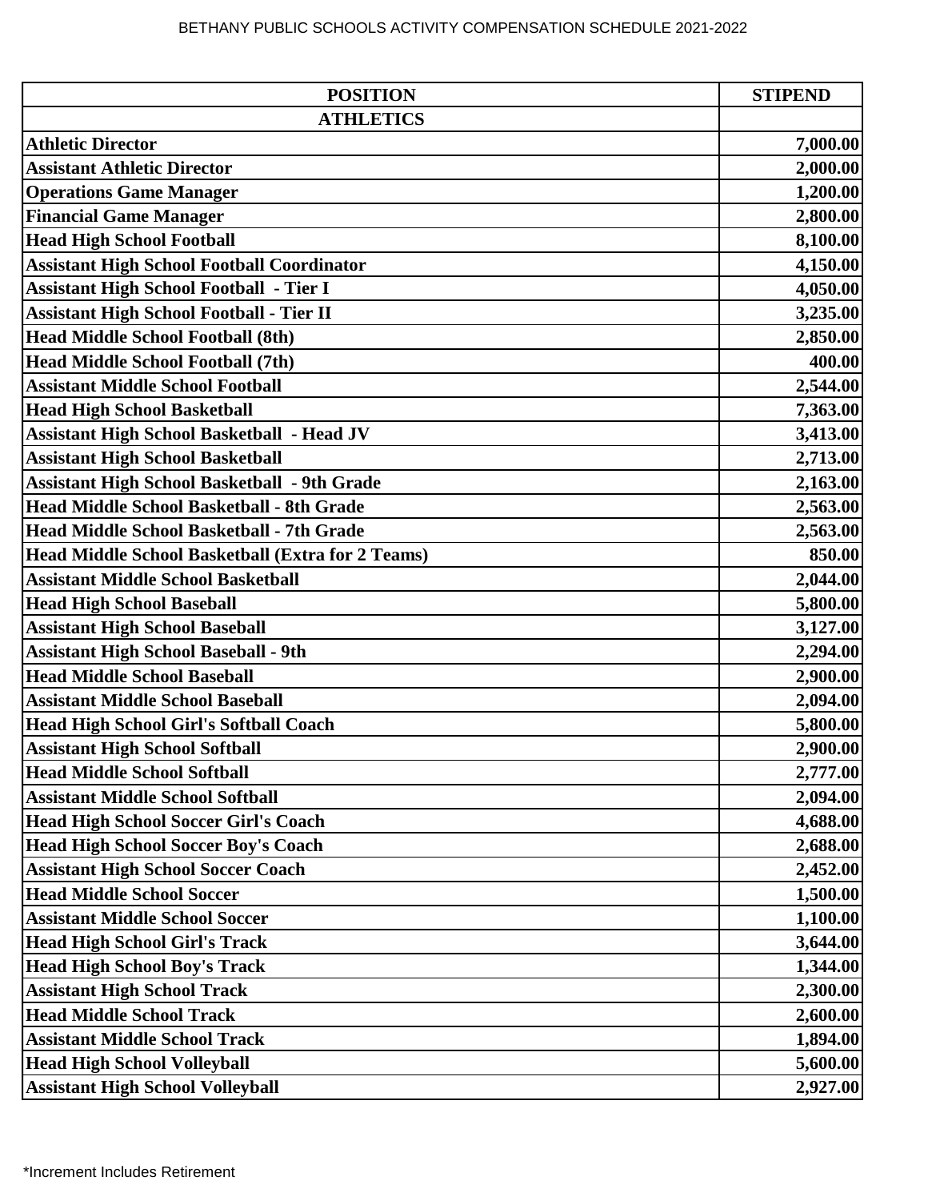# BETHANY PUBLIC SCHOOLS ACTIVITY COMPENSATION SCHEDULE 2021-2022

| POSITION | STIPEND |
|---|---|
| **ATHLETICS** | |
| **Athletic Director** | **7,000.00** |
| **Assistant Athletic Director** | **2,000.00** |
| **Operations Game Manager** | **1,200.00** |
| **Financial Game Manager** | **2,800.00** |
| **Head High School Football** | **8,100.00** |
| **Assistant High School Football Coordinator** | **4,150.00** |
| **Assistant High School Football - Tier I** | **4,050.00** |
| **Assistant High School Football - Tier II** | **3,235.00** |
| **Head Middle School Football (8th)** | **2,850.00** |
| **Head Middle School Football (7th)** | **400.00** |
| **Assistant Middle School Football** | **2,544.00** |
| **Head High School Basketball** | **7,363.00** |
| **Assistant High School Basketball - Head JV** | **3,413.00** |
| **Assistant High School Basketball** | **2,713.00** |
| **Assistant High School Basketball - 9th Grade** | **2,163.00** |
| **Head Middle School Basketball - 8th Grade** | **2,563.00** |
| **Head Middle School Basketball - 7th Grade** | **2,563.00** |
| **Head Middle School Basketball (Extra for 2 Teams)** | **850.00** |
| **Assistant Middle School Basketball** | **2,044.00** |
| **Head High School Baseball** | **5,800.00** |
| **Assistant High School Baseball** | **3,127.00** |
| **Assistant High School Baseball - 9th** | **2,294.00** |
| **Head Middle School Baseball** | **2,900.00** |
| **Assistant Middle School Baseball** | **2,094.00** |
| **Head High School Girl's Softball Coach** | **5,800.00** |
| **Assistant High School Softball** | **2,900.00** |
| **Head Middle School Softball** | **2,777.00** |
| **Assistant Middle School Softball** | **2,094.00** |
| **Head High School Soccer Girl's Coach** | **4,688.00** |
| **Head High School Soccer Boy's Coach** | **2,688.00** |
| **Assistant High School Soccer Coach** | **2,452.00** |
| **Head Middle School Soccer** | **1,500.00** |
| **Assistant Middle School Soccer** | **1,100.00** |
| **Head High School Girl's Track** | **3,644.00** |
| **Head High School Boy's Track** | **1,344.00** |
| **Assistant High School Track** | **2,300.00** |
| **Head Middle School Track** | **2,600.00** |
| **Assistant Middle School Track** | **1,894.00** |
| **Head High School Volleyball** | **5,600.00** |
| **Assistant High School Volleyball** | **2,927.00** |

*Increment Includes Retirement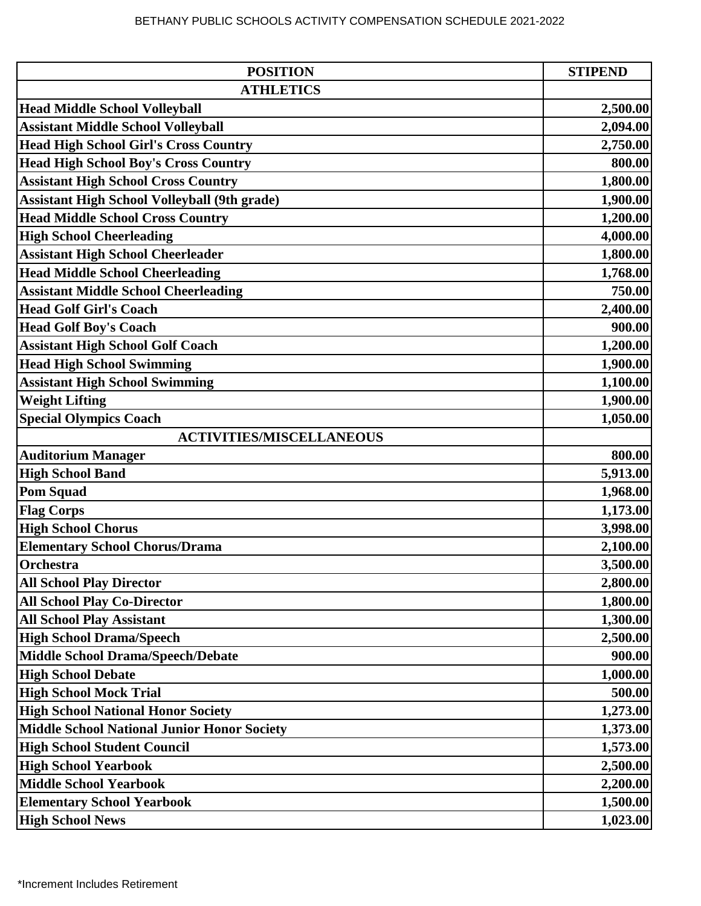BETHANY PUBLIC SCHOOLS ACTIVITY COMPENSATION SCHEDULE 2021-2022

| POSITION | STIPEND |
|---|---|
| **ATHLETICS** | |
| **Head Middle School Volleyball** | **2,500.00** |
| **Assistant Middle School Volleyball** | **2,094.00** |
| **Head High School Girl's Cross Country** | **2,750.00** |
| **Head High School Boy's Cross Country** | **800.00** |
| **Assistant High School Cross Country** | **1,800.00** |
| **Assistant High School Volleyball (9th grade)** | **1,900.00** |
| **Head Middle School Cross Country** | **1,200.00** |
| **High School Cheerleading** | **4,000.00** |
| **Assistant High School Cheerleader** | **1,800.00** |
| **Head Middle School Cheerleading** | **1,768.00** |
| **Assistant Middle School Cheerleading** | **750.00** |
| **Head Golf Girl's Coach** | **2,400.00** |
| **Head Golf Boy's Coach** | **900.00** |
| **Assistant High School Golf Coach** | **1,200.00** |
| **Head High School Swimming** | **1,900.00** |
| **Assistant High School Swimming** | **1,100.00** |
| **Weight Lifting** | **1,900.00** |
| **Special Olympics Coach** | **1,050.00** |
| **ACTIVITIES/MISCELLANEOUS** | |
| **Auditorium Manager** | **800.00** |
| **High School Band** | **5,913.00** |
| **Pom Squad** | **1,968.00** |
| **Flag Corps** | **1,173.00** |
| **High School Chorus** | **3,998.00** |
| **Elementary School Chorus/Drama** | **2,100.00** |
| **Orchestra** | **3,500.00** |
| **All School Play Director** | **2,800.00** |
| **All School Play Co-Director** | **1,800.00** |
| **All School Play Assistant** | **1,300.00** |
| **High School Drama/Speech** | **2,500.00** |
| **Middle School Drama/Speech/Debate** | **900.00** |
| **High School Debate** | **1,000.00** |
| **High School Mock Trial** | **500.00** |
| **High School National Honor Society** | **1,273.00** |
| **Middle School National Junior Honor Society** | **1,373.00** |
| **High School Student Council** | **1,573.00** |
| **High School Yearbook** | **2,500.00** |
| **Middle School Yearbook** | **2,200.00** |
| **Elementary School Yearbook** | **1,500.00** |
| **High School News** | **1,023.00** |

*Increment Includes Retirement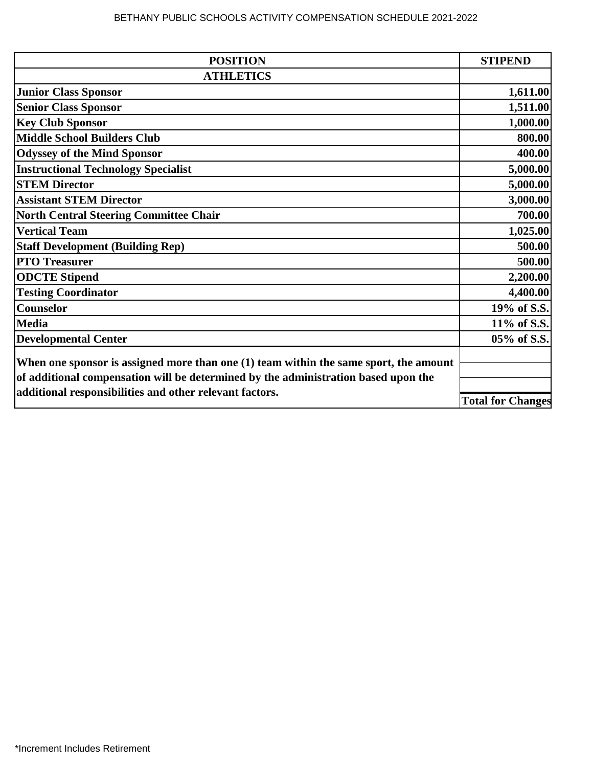| POSITION | STIPEND |
| --- | --- |
| **ATHLETICS** | |
| **Junior Class Sponsor** | **1,611.00** |
| **Senior Class Sponsor** | **1,511.00** |
| **Key Club Sponsor** | **1,000.00** |
| **Middle School Builders Club** | **800.00** |
| **Odyssey of the Mind Sponsor** | **400.00** |
| **Instructional Technology Specialist** | **5,000.00** |
| **STEM Director** | **5,000.00** |
| **Assistant STEM Director** | **3,000.00** |
| **North Central Steering Committee Chair** | **700.00** |
| **Vertical Team** | **1,025.00** |
| **Staff Development (Building Rep)** | **500.00** |
| **PTO Treasurer** | **500.00** |
| **ODCTE Stipend** | **2,200.00** |
| **Testing Coordinator** | **4,400.00** |
| **Counselor** | **19% of S.S.** |
| **Media** | **11% of S.S.** |
| **Developmental Center** | **05% of S.S.** |
| **When one sponsor is assigned more than one (1) team within the same sport, the amount of additional compensation will be determined by the administration based upon the additional responsibilities and other relevant factors.** | **Total for Changes** |

*Increment Includes Retirement